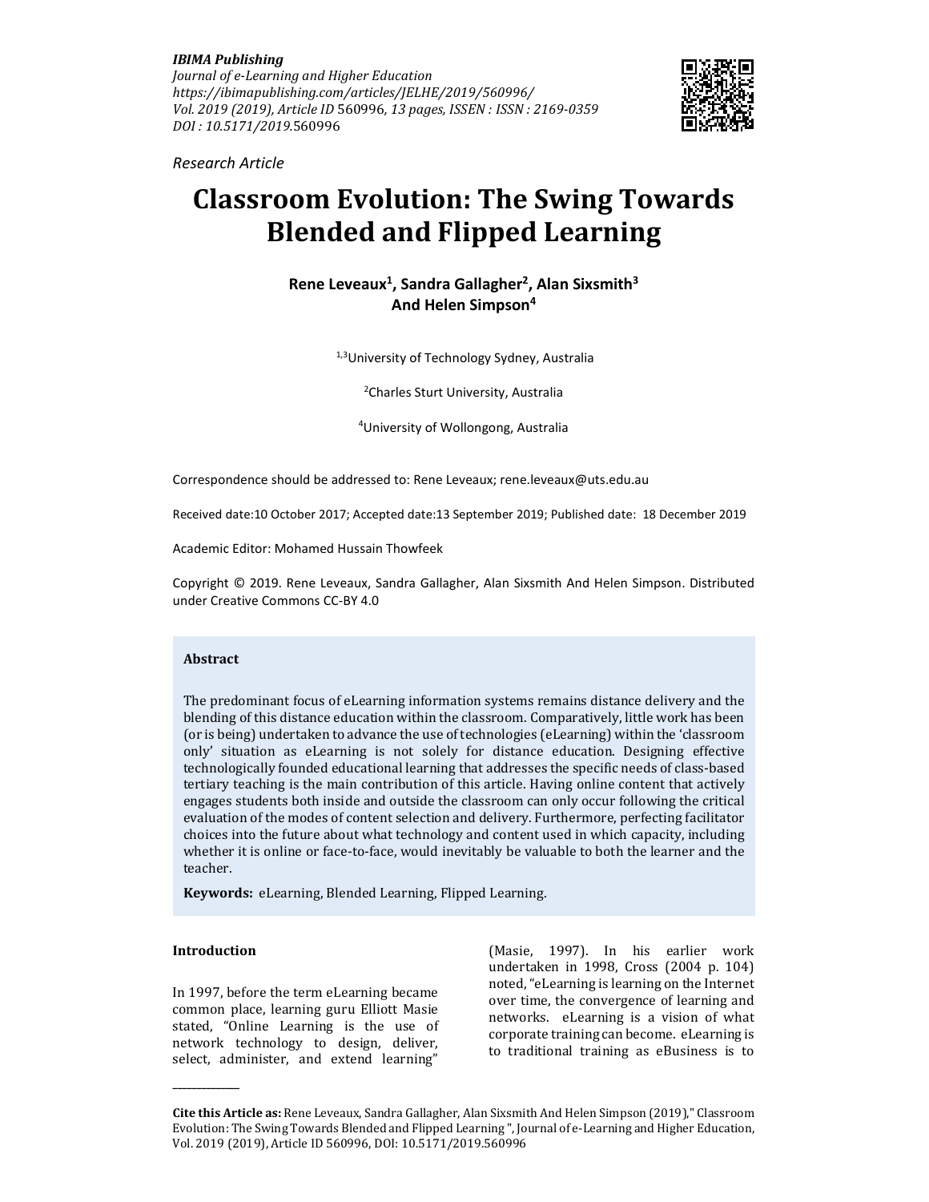*IBIMA Publishing*
*Journal of e-Learning and Higher Education*
*https://ibimapublishing.com/articles/JELHE/2019/560996/*
*Vol. 2019 (2019), Article ID 560996, 13 pages, ISSEN : ISSN : 2169-0359*
*DOI : 10.5171/2019.560996*

*Research Article*

# Classroom Evolution: The Swing Towards Blended and Flipped Learning

**Rene Leveaux[1], Sandra Gallagher[2], Alan Sixsmith[3] And Helen Simpson[4]**

[1,3]University of Technology Sydney, Australia

[2]Charles Sturt University, Australia

[4]University of Wollongong, Australia

Correspondence should be addressed to: Rene Leveaux; rene.leveaux@uts.edu.au

Received date:10 October 2017; Accepted date:13 September 2019; Published date: 18 December 2019

Academic Editor: Mohamed Hussain Thowfeek

Copyright © 2019. Rene Leveaux, Sandra Gallagher, Alan Sixsmith And Helen Simpson. Distributed under Creative Commons CC-BY 4.0

## Abstract

The predominant focus of eLearning information systems remains distance delivery and the blending of this distance education within the classroom. Comparatively, little work has been (or is being) undertaken to advance the use of technologies (eLearning) within the 'classroom only' situation as eLearning is not solely for distance education. Designing effective technologically founded educational learning that addresses the specific needs of class-based tertiary teaching is the main contribution of this article. Having online content that actively engages students both inside and outside the classroom can only occur following the critical evaluation of the modes of content selection and delivery. Furthermore, perfecting facilitator choices into the future about what technology and content used in which capacity, including whether it is online or face-to-face, would inevitably be valuable to both the learner and the teacher.

**Keywords:** eLearning, Blended Learning, Flipped Learning.

## Introduction

In 1997, before the term eLearning became common place, learning guru Elliott Masie stated, "Online Learning is the use of network technology to design, deliver, select, administer, and extend learning" (Masie, 1997). In his earlier work undertaken in 1998, Cross (2004 p. 104) noted, "eLearning is learning on the Internet over time, the convergence of learning and networks. eLearning is a vision of what corporate training can become. eLearning is to traditional training as eBusiness is to

---

**Cite this Article as:** Rene Leveaux, Sandra Gallagher, Alan Sixsmith And Helen Simpson (2019)," Classroom Evolution: The Swing Towards Blended and Flipped Learning ", Journal of e-Learning and Higher Education, Vol. 2019 (2019), Article ID 560996, DOI: 10.5171/2019.560996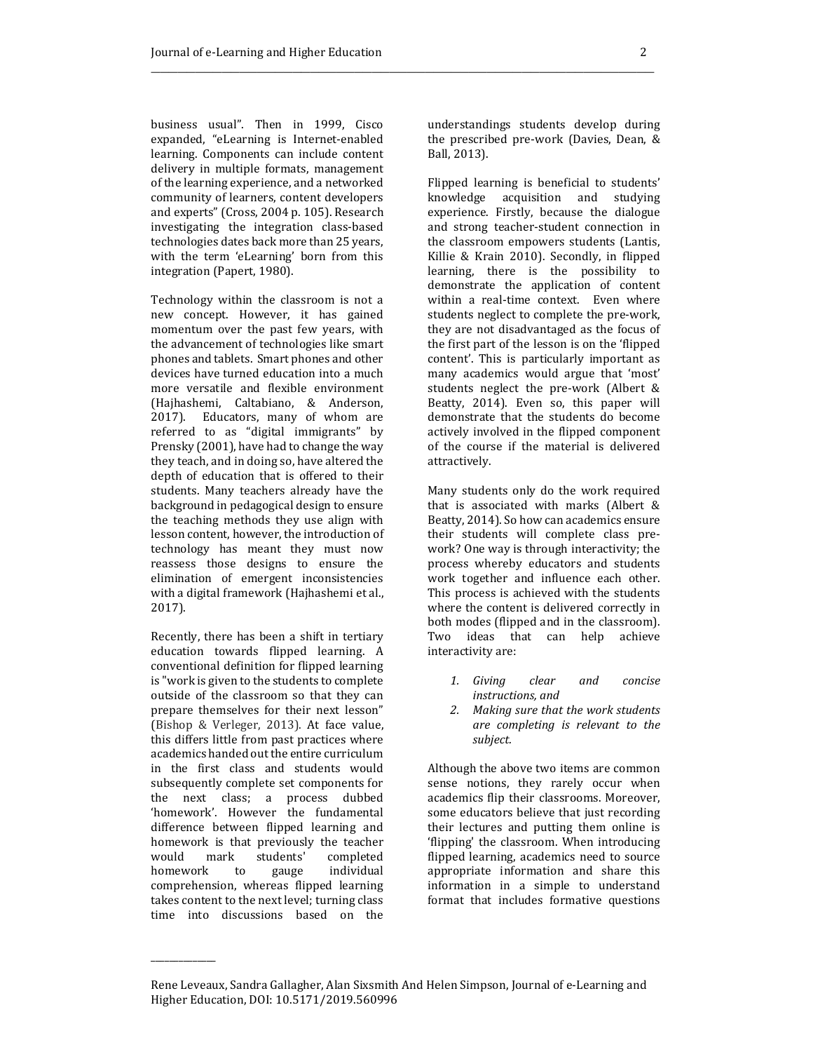business usual". Then in 1999, Cisco expanded, "eLearning is Internet-enabled learning. Components can include content delivery in multiple formats, management of the learning experience, and a networked community of learners, content developers and experts" (Cross, 2004 p. 105). Research investigating the integration class-based technologies dates back more than 25 years, with the term 'eLearning' born from this integration (Papert, 1980).

Technology within the classroom is not a new concept. However, it has gained momentum over the past few years, with the advancement of technologies like smart phones and tablets. Smart phones and other devices have turned education into a much more versatile and flexible environment (Hajhashemi, Caltabiano, & Anderson, 2017). Educators, many of whom are referred to as "digital immigrants" by Prensky (2001), have had to change the way they teach, and in doing so, have altered the depth of education that is offered to their students. Many teachers already have the background in pedagogical design to ensure the teaching methods they use align with lesson content, however, the introduction of technology has meant they must now reassess those designs to ensure the elimination of emergent inconsistencies with a digital framework (Hajhashemi et al., 2017).

Recently, there has been a shift in tertiary education towards flipped learning. A conventional definition for flipped learning is "work is given to the students to complete outside of the classroom so that they can prepare themselves for their next lesson" (Bishop & Verleger, 2013). At face value, this differs little from past practices where academics handed out the entire curriculum in the first class and students would subsequently complete set components for the next class; a process dubbed 'homework'. However the fundamental difference between flipped learning and homework is that previously the teacher would mark students' completed homework to gauge individual comprehension, whereas flipped learning takes content to the next level; turning class time into discussions based on the understandings students develop during the prescribed pre-work (Davies, Dean, & Ball, 2013).

Flipped learning is beneficial to students' knowledge acquisition and studying experience. Firstly, because the dialogue and strong teacher-student connection in the classroom empowers students (Lantis, Killie & Krain 2010). Secondly, in flipped learning, there is the possibility to demonstrate the application of content within a real-time context. Even where students neglect to complete the pre-work, they are not disadvantaged as the focus of the first part of the lesson is on the 'flipped content'. This is particularly important as many academics would argue that 'most' students neglect the pre-work (Albert & Beatty, 2014). Even so, this paper will demonstrate that the students do become actively involved in the flipped component of the course if the material is delivered attractively.

Many students only do the work required that is associated with marks (Albert & Beatty, 2014). So how can academics ensure their students will complete class pre-work? One way is through interactivity; the process whereby educators and students work together and influence each other. This process is achieved with the students where the content is delivered correctly in both modes (flipped and in the classroom). Two ideas that can help achieve interactivity are:

1. *Giving clear and concise instructions, and*
2. *Making sure that the work students are completing is relevant to the subject.*

Although the above two items are common sense notions, they rarely occur when academics flip their classrooms. Moreover, some educators believe that just recording their lectures and putting them online is 'flipping' the classroom. When introducing flipped learning, academics need to source appropriate information and share this information in a simple to understand format that includes formative questions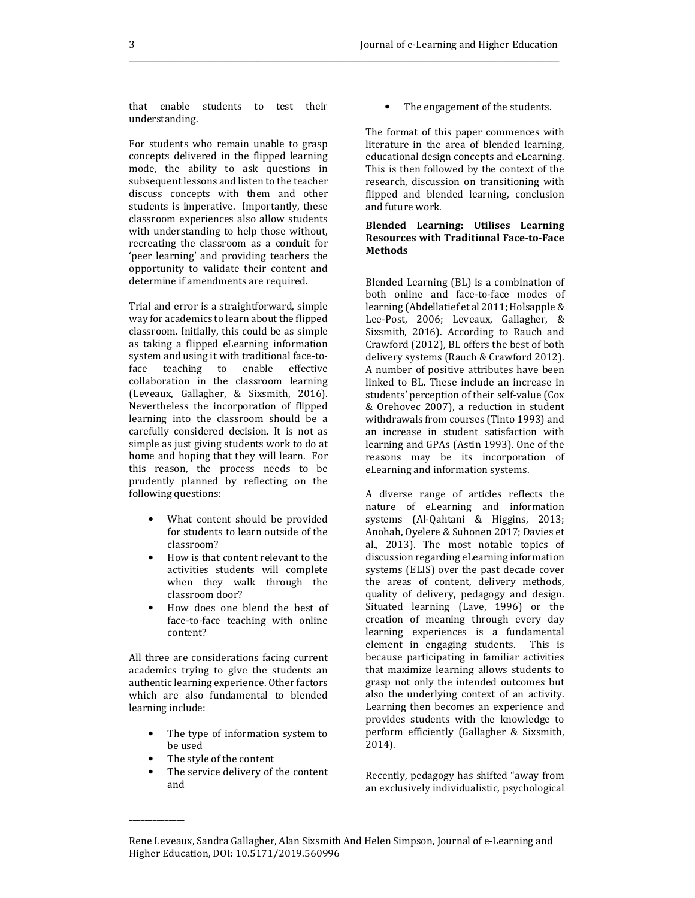that enable students to test their understanding.

For students who remain unable to grasp concepts delivered in the flipped learning mode, the ability to ask questions in subsequent lessons and listen to the teacher discuss concepts with them and other students is imperative. Importantly, these classroom experiences also allow students with understanding to help those without, recreating the classroom as a conduit for 'peer learning' and providing teachers the opportunity to validate their content and determine if amendments are required.

Trial and error is a straightforward, simple way for academics to learn about the flipped classroom. Initially, this could be as simple as taking a flipped eLearning information system and using it with traditional face-to-face teaching to enable effective collaboration in the classroom learning (Leveaux, Gallagher, & Sixsmith, 2016). Nevertheless the incorporation of flipped learning into the classroom should be a carefully considered decision. It is not as simple as just giving students work to do at home and hoping that they will learn. For this reason, the process needs to be prudently planned by reflecting on the following questions:

- What content should be provided for students to learn outside of the classroom?
- How is that content relevant to the activities students will complete when they walk through the classroom door?
- How does one blend the best of face-to-face teaching with online content?

All three are considerations facing current academics trying to give the students an authentic learning experience. Other factors which are also fundamental to blended learning include:

- The type of information system to be used
- The style of the content
- The service delivery of the content and
- The engagement of the students.

The format of this paper commences with literature in the area of blended learning, educational design concepts and eLearning. This is then followed by the context of the research, discussion on transitioning with flipped and blended learning, conclusion and future work.

**Blended Learning: Utilises Learning Resources with Traditional Face-to-Face Methods**

Blended Learning (BL) is a combination of both online and face-to-face modes of learning (Abdellatief et al 2011; Holsapple & Lee-Post, 2006; Leveaux, Gallagher, & Sixsmith, 2016). According to Rauch and Crawford (2012), BL offers the best of both delivery systems (Rauch & Crawford 2012). A number of positive attributes have been linked to BL. These include an increase in students' perception of their self-value (Cox & Orehovec 2007), a reduction in student withdrawals from courses (Tinto 1993) and an increase in student satisfaction with learning and GPAs (Astin 1993). One of the reasons may be its incorporation of eLearning and information systems.

A diverse range of articles reflects the nature of eLearning and information systems (Al-Qahtani & Higgins, 2013; Anohah, Oyelere & Suhonen 2017; Davies et al., 2013). The most notable topics of discussion regarding eLearning information systems (ELIS) over the past decade cover the areas of content, delivery methods, quality of delivery, pedagogy and design. Situated learning (Lave, 1996) or the creation of meaning through every day learning experiences is a fundamental element in engaging students. This is because participating in familiar activities that maximize learning allows students to grasp not only the intended outcomes but also the underlying context of an activity. Learning then becomes an experience and provides students with the knowledge to perform efficiently (Gallagher & Sixsmith, 2014).

Recently, pedagogy has shifted "away from an exclusively individualistic, psychological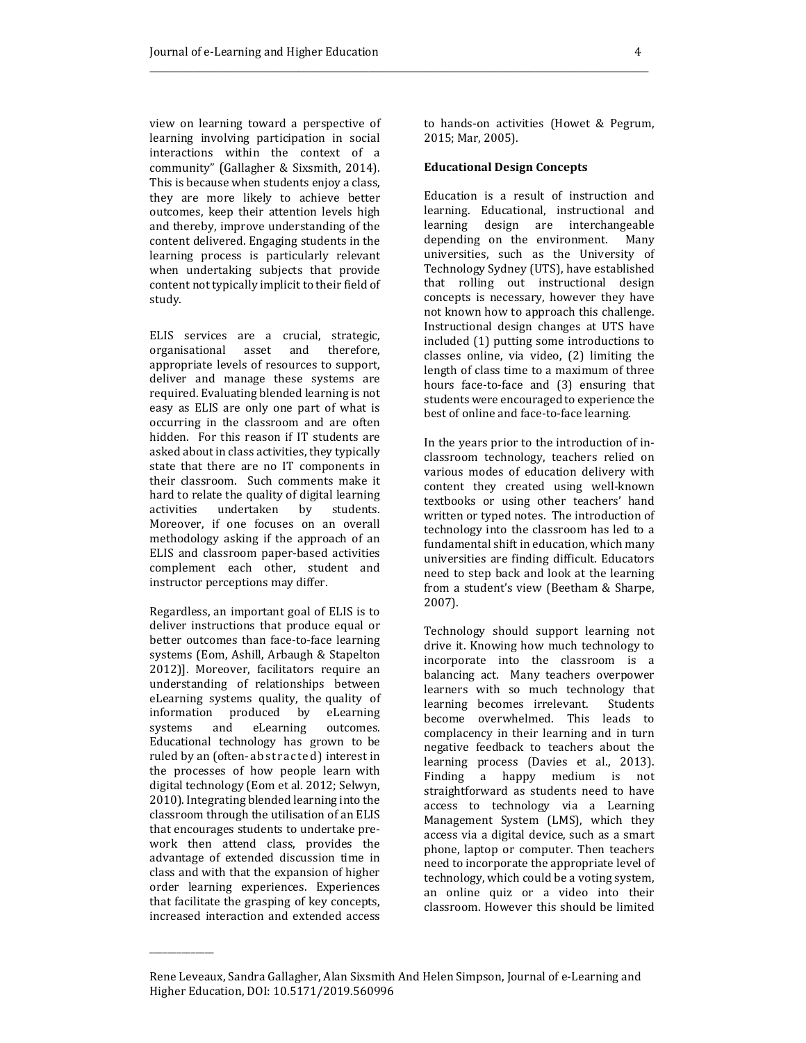view on learning toward a perspective of learning involving participation in social interactions within the context of a community" (Gallagher & Sixsmith, 2014). This is because when students enjoy a class, they are more likely to achieve better outcomes, keep their attention levels high and thereby, improve understanding of the content delivered. Engaging students in the learning process is particularly relevant when undertaking subjects that provide content not typically implicit to their field of study.

ELIS services are a crucial, strategic, organisational asset and therefore, appropriate levels of resources to support, deliver and manage these systems are required. Evaluating blended learning is not easy as ELIS are only one part of what is occurring in the classroom and are often hidden. For this reason if IT students are asked about in class activities, they typically state that there are no IT components in their classroom. Such comments make it hard to relate the quality of digital learning activities undertaken by students. Moreover, if one focuses on an overall methodology asking if the approach of an ELIS and classroom paper-based activities complement each other, student and instructor perceptions may differ.

Regardless, an important goal of ELIS is to deliver instructions that produce equal or better outcomes than face-to-face learning systems (Eom, Ashill, Arbaugh & Stapelton 2012)]. Moreover, facilitators require an understanding of relationships between eLearning systems quality, the quality of information produced by eLearning systems and eLearning outcomes. Educational technology has grown to be ruled by an (often-abstracted) interest in the processes of how people learn with digital technology (Eom et al. 2012; Selwyn, 2010). Integrating blended learning into the classroom through the utilisation of an ELIS that encourages students to undertake pre-work then attend class, provides the advantage of extended discussion time in class and with that the expansion of higher order learning experiences. Experiences that facilitate the grasping of key concepts, increased interaction and extended access to hands-on activities (Howet & Pegrum, 2015; Mar, 2005).

**Educational Design Concepts**

Education is a result of instruction and learning. Educational, instructional and learning design are interchangeable depending on the environment. Many universities, such as the University of Technology Sydney (UTS), have established that rolling out instructional design concepts is necessary, however they have not known how to approach this challenge. Instructional design changes at UTS have included (1) putting some introductions to classes online, via video, (2) limiting the length of class time to a maximum of three hours face-to-face and (3) ensuring that students were encouraged to experience the best of online and face-to-face learning.

In the years prior to the introduction of in-classroom technology, teachers relied on various modes of education delivery with content they created using well-known textbooks or using other teachers' hand written or typed notes. The introduction of technology into the classroom has led to a fundamental shift in education, which many universities are finding difficult. Educators need to step back and look at the learning from a student's view (Beetham & Sharpe, 2007).

Technology should support learning not drive it. Knowing how much technology to incorporate into the classroom is a balancing act. Many teachers overpower learners with so much technology that learning becomes irrelevant. Students become overwhelmed. This leads to complacency in their learning and in turn negative feedback to teachers about the learning process (Davies et al., 2013). Finding a happy medium is not straightforward as students need to have access to technology via a Learning Management System (LMS), which they access via a digital device, such as a smart phone, laptop or computer. Then teachers need to incorporate the appropriate level of technology, which could be a voting system, an online quiz or a video into their classroom. However this should be limited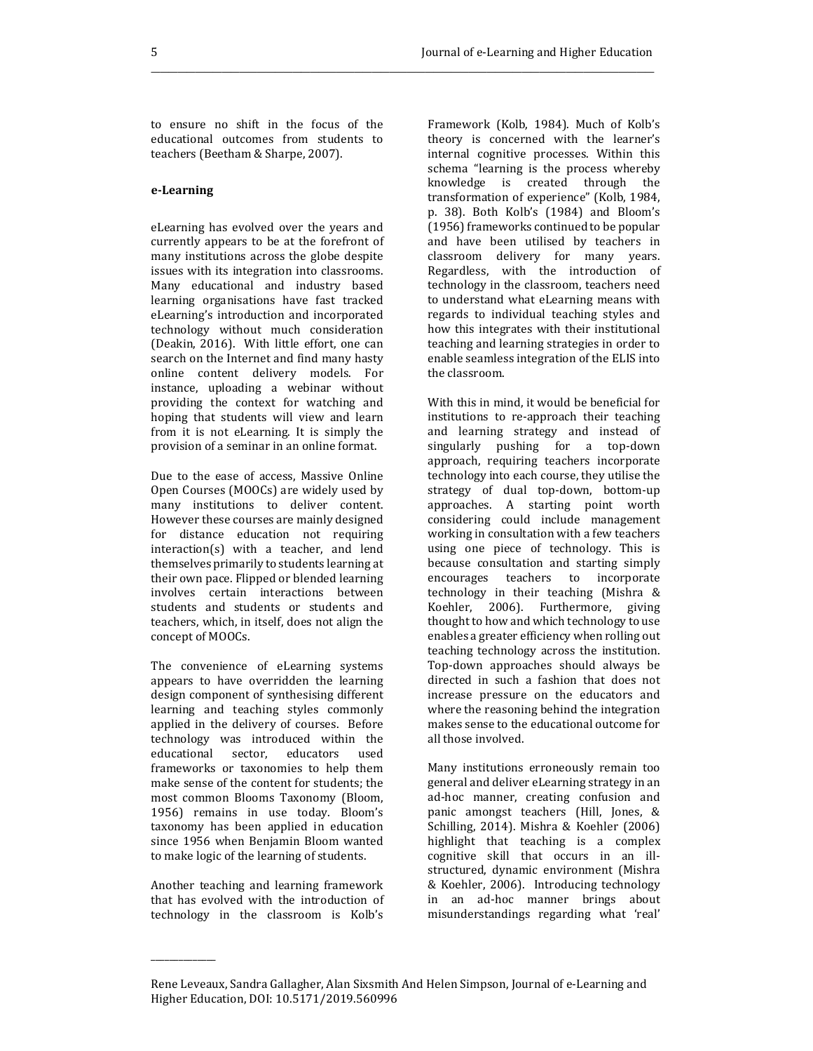to ensure no shift in the focus of the educational outcomes from students to teachers (Beetham & Sharpe, 2007).

**e-Learning**

eLearning has evolved over the years and currently appears to be at the forefront of many institutions across the globe despite issues with its integration into classrooms. Many educational and industry based learning organisations have fast tracked eLearning's introduction and incorporated technology without much consideration (Deakin, 2016). With little effort, one can search on the Internet and find many hasty online content delivery models. For instance, uploading a webinar without providing the context for watching and hoping that students will view and learn from it is not eLearning. It is simply the provision of a seminar in an online format.

Due to the ease of access, Massive Online Open Courses (MOOCs) are widely used by many institutions to deliver content. However these courses are mainly designed for distance education not requiring interaction(s) with a teacher, and lend themselves primarily to students learning at their own pace. Flipped or blended learning involves certain interactions between students and students or students and teachers, which, in itself, does not align the concept of MOOCs.

The convenience of eLearning systems appears to have overridden the learning design component of synthesising different learning and teaching styles commonly applied in the delivery of courses. Before technology was introduced within the educational sector, educators used frameworks or taxonomies to help them make sense of the content for students; the most common Blooms Taxonomy (Bloom, 1956) remains in use today. Bloom's taxonomy has been applied in education since 1956 when Benjamin Bloom wanted to make logic of the learning of students.

Another teaching and learning framework that has evolved with the introduction of technology in the classroom is Kolb's Framework (Kolb, 1984). Much of Kolb's theory is concerned with the learner's internal cognitive processes. Within this schema "learning is the process whereby knowledge is created through the transformation of experience" (Kolb, 1984, p. 38). Both Kolb's (1984) and Bloom's (1956) frameworks continued to be popular and have been utilised by teachers in classroom delivery for many years. Regardless, with the introduction of technology in the classroom, teachers need to understand what eLearning means with regards to individual teaching styles and how this integrates with their institutional teaching and learning strategies in order to enable seamless integration of the ELIS into the classroom.

With this in mind, it would be beneficial for institutions to re-approach their teaching and learning strategy and instead of singularly pushing for a top-down approach, requiring teachers incorporate technology into each course, they utilise the strategy of dual top-down, bottom-up approaches. A starting point worth considering could include management working in consultation with a few teachers using one piece of technology. This is because consultation and starting simply encourages teachers to incorporate technology in their teaching (Mishra & Koehler, 2006). Furthermore, giving thought to how and which technology to use enables a greater efficiency when rolling out teaching technology across the institution. Top-down approaches should always be directed in such a fashion that does not increase pressure on the educators and where the reasoning behind the integration makes sense to the educational outcome for all those involved.

Many institutions erroneously remain too general and deliver eLearning strategy in an ad-hoc manner, creating confusion and panic amongst teachers (Hill, Jones, & Schilling, 2014). Mishra & Koehler (2006) highlight that teaching is a complex cognitive skill that occurs in an ill-structured, dynamic environment (Mishra & Koehler, 2006). Introducing technology in an ad-hoc manner brings about misunderstandings regarding what 'real'

Rene Leveaux, Sandra Gallagher, Alan Sixsmith And Helen Simpson, Journal of e-Learning and Higher Education, DOI: 10.5171/2019.560996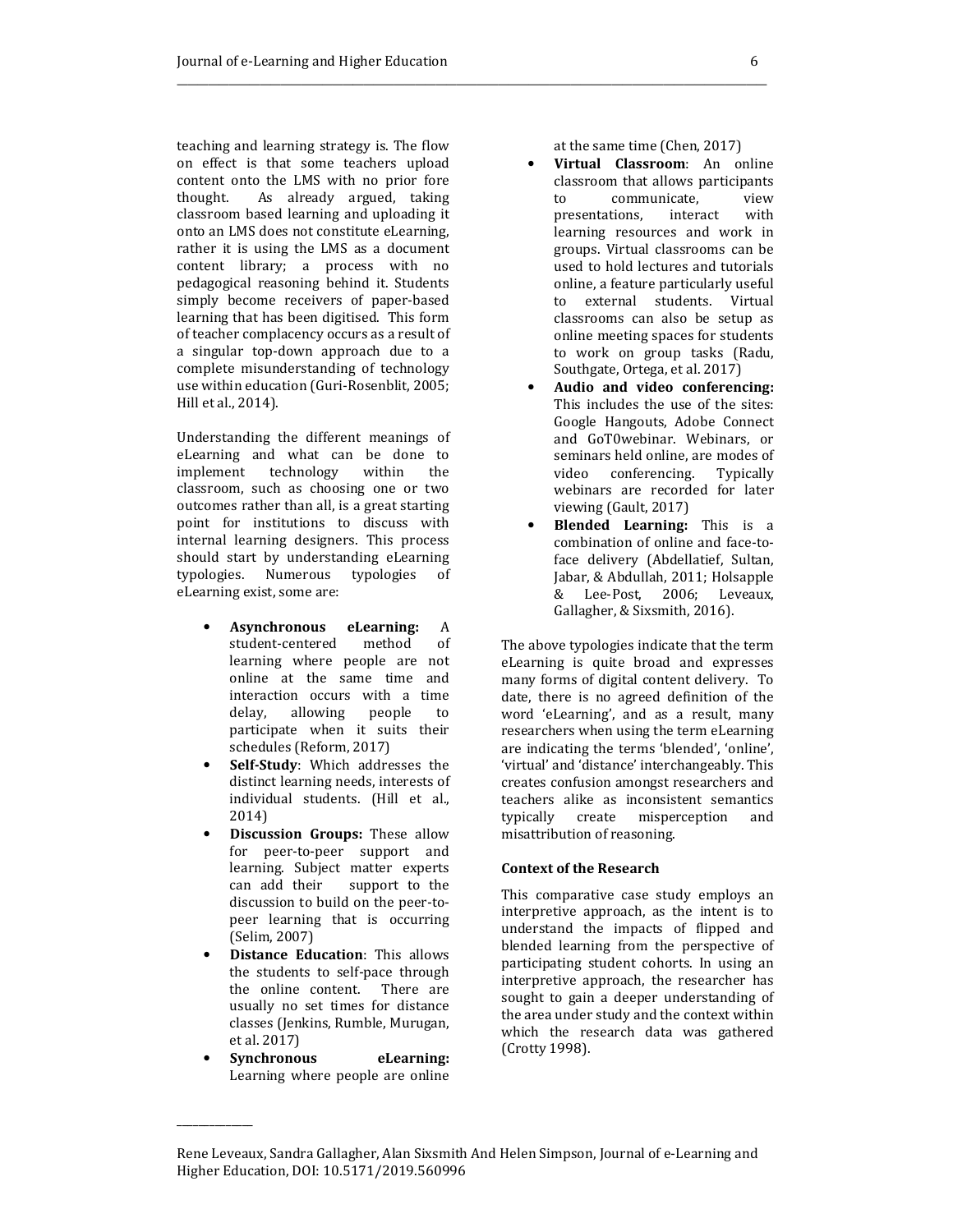teaching and learning strategy is. The flow on effect is that some teachers upload content onto the LMS with no prior fore thought. As already argued, taking classroom based learning and uploading it onto an LMS does not constitute eLearning, rather it is using the LMS as a document content library; a process with no pedagogical reasoning behind it. Students simply become receivers of paper-based learning that has been digitised. This form of teacher complacency occurs as a result of a singular top-down approach due to a complete misunderstanding of technology use within education (Guri-Rosenblit, 2005; Hill et al., 2014).

Understanding the different meanings of eLearning and what can be done to implement technology within the classroom, such as choosing one or two outcomes rather than all, is a great starting point for institutions to discuss with internal learning designers. This process should start by understanding eLearning typologies. Numerous typologies of eLearning exist, some are:

- **Asynchronous eLearning:** A student-centered method of learning where people are not online at the same time and interaction occurs with a time delay, allowing people to participate when it suits their schedules (Reform, 2017)
- **Self-Study**: Which addresses the distinct learning needs, interests of individual students. (Hill et al., 2014)
- **Discussion Groups:** These allow for peer-to-peer support and learning. Subject matter experts can add their support to the discussion to build on the peer-to-peer learning that is occurring (Selim, 2007)
- **Distance Education**: This allows the students to self-pace through the online content. There are usually no set times for distance classes (Jenkins, Rumble, Murugan, et al. 2017)
- **Synchronous eLearning:** Learning where people are online at the same time (Chen, 2017)
- **Virtual Classroom**: An online classroom that allows participants to communicate, view presentations, interact with learning resources and work in groups. Virtual classrooms can be used to hold lectures and tutorials online, a feature particularly useful to external students. Virtual classrooms can also be setup as online meeting spaces for students to work on group tasks (Radu, Southgate, Ortega, et al. 2017)
- **Audio and video conferencing:** This includes the use of the sites: Google Hangouts, Adobe Connect and GoT0webinar. Webinars, or seminars held online, are modes of video conferencing. Typically webinars are recorded for later viewing (Gault, 2017)
- **Blended Learning:** This is a combination of online and face-to-face delivery (Abdellatief, Sultan, Jabar, & Abdullah, 2011; Holsapple & Lee-Post, 2006; Leveaux, Gallagher, & Sixsmith, 2016).

The above typologies indicate that the term eLearning is quite broad and expresses many forms of digital content delivery. To date, there is no agreed definition of the word 'eLearning', and as a result, many researchers when using the term eLearning are indicating the terms 'blended', 'online', 'virtual' and 'distance' interchangeably. This creates confusion amongst researchers and teachers alike as inconsistent semantics typically create misperception and misattribution of reasoning.

**Context of the Research**

This comparative case study employs an interpretive approach, as the intent is to understand the impacts of flipped and blended learning from the perspective of participating student cohorts. In using an interpretive approach, the researcher has sought to gain a deeper understanding of the area under study and the context within which the research data was gathered (Crotty 1998).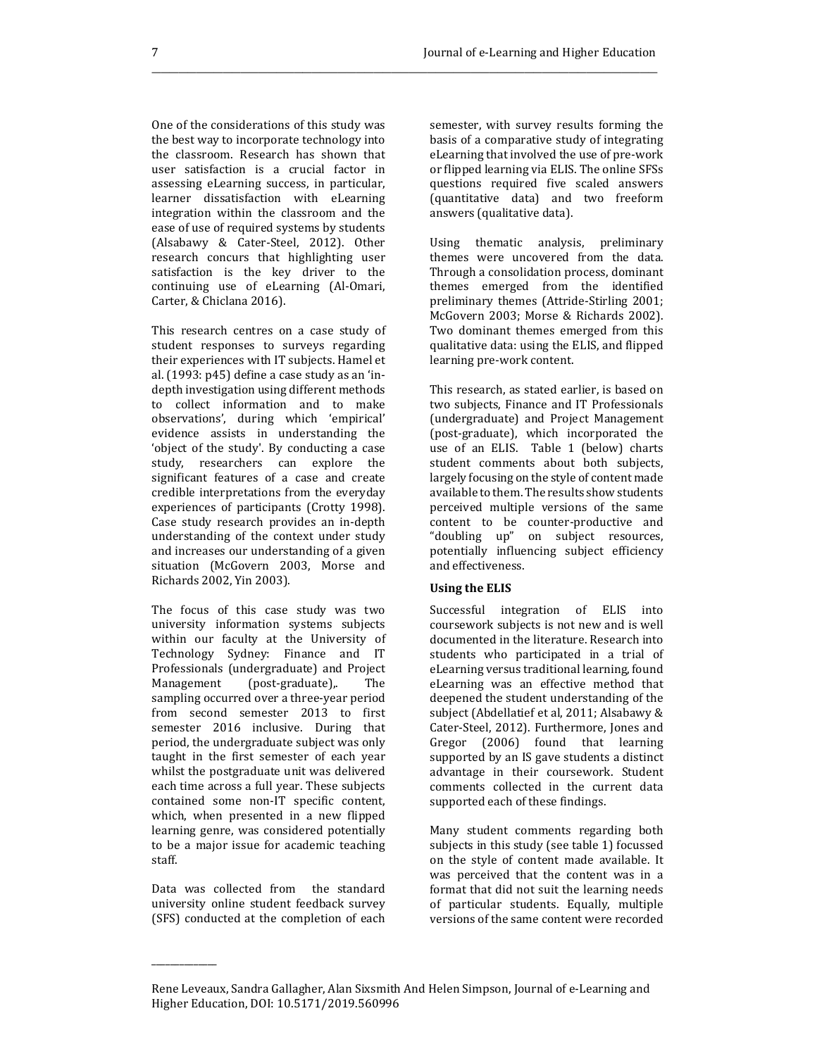One of the considerations of this study was the best way to incorporate technology into the classroom. Research has shown that user satisfaction is a crucial factor in assessing eLearning success, in particular, learner dissatisfaction with eLearning integration within the classroom and the ease of use of required systems by students (Alsabawy & Cater-Steel, 2012). Other research concurs that highlighting user satisfaction is the key driver to the continuing use of eLearning (Al-Omari, Carter, & Chiclana 2016).

This research centres on a case study of student responses to surveys regarding their experiences with IT subjects. Hamel et al. (1993: p45) define a case study as an 'in-depth investigation using different methods to collect information and to make observations', during which 'empirical' evidence assists in understanding the 'object of the study'. By conducting a case study, researchers can explore the significant features of a case and create credible interpretations from the everyday experiences of participants (Crotty 1998). Case study research provides an in-depth understanding of the context under study and increases our understanding of a given situation (McGovern 2003, Morse and Richards 2002, Yin 2003).

The focus of this case study was two university information systems subjects within our faculty at the University of Technology Sydney: Finance and IT Professionals (undergraduate) and Project Management (post-graduate),. The sampling occurred over a three-year period from second semester 2013 to first semester 2016 inclusive. During that period, the undergraduate subject was only taught in the first semester of each year whilst the postgraduate unit was delivered each time across a full year. These subjects contained some non-IT specific content, which, when presented in a new flipped learning genre, was considered potentially to be a major issue for academic teaching staff.

Data was collected from the standard university online student feedback survey (SFS) conducted at the completion of each semester, with survey results forming the basis of a comparative study of integrating eLearning that involved the use of pre-work or flipped learning via ELIS. The online SFSs questions required five scaled answers (quantitative data) and two freeform answers (qualitative data).

Using thematic analysis, preliminary themes were uncovered from the data. Through a consolidation process, dominant themes emerged from the identified preliminary themes (Attride-Stirling 2001; McGovern 2003; Morse & Richards 2002). Two dominant themes emerged from this qualitative data: using the ELIS, and flipped learning pre-work content.

This research, as stated earlier, is based on two subjects, Finance and IT Professionals (undergraduate) and Project Management (post-graduate), which incorporated the use of an ELIS. Table 1 (below) charts student comments about both subjects, largely focusing on the style of content made available to them. The results show students perceived multiple versions of the same content to be counter-productive and "doubling up" on subject resources, potentially influencing subject efficiency and effectiveness.

**Using the ELIS**

Successful integration of ELIS into coursework subjects is not new and is well documented in the literature. Research into students who participated in a trial of eLearning versus traditional learning, found eLearning was an effective method that deepened the student understanding of the subject (Abdellatief et al, 2011; Alsabawy & Cater-Steel, 2012). Furthermore, Jones and Gregor (2006) found that learning supported by an IS gave students a distinct advantage in their coursework. Student comments collected in the current data supported each of these findings.

Many student comments regarding both subjects in this study (see table 1) focussed on the style of content made available. It was perceived that the content was in a format that did not suit the learning needs of particular students. Equally, multiple versions of the same content were recorded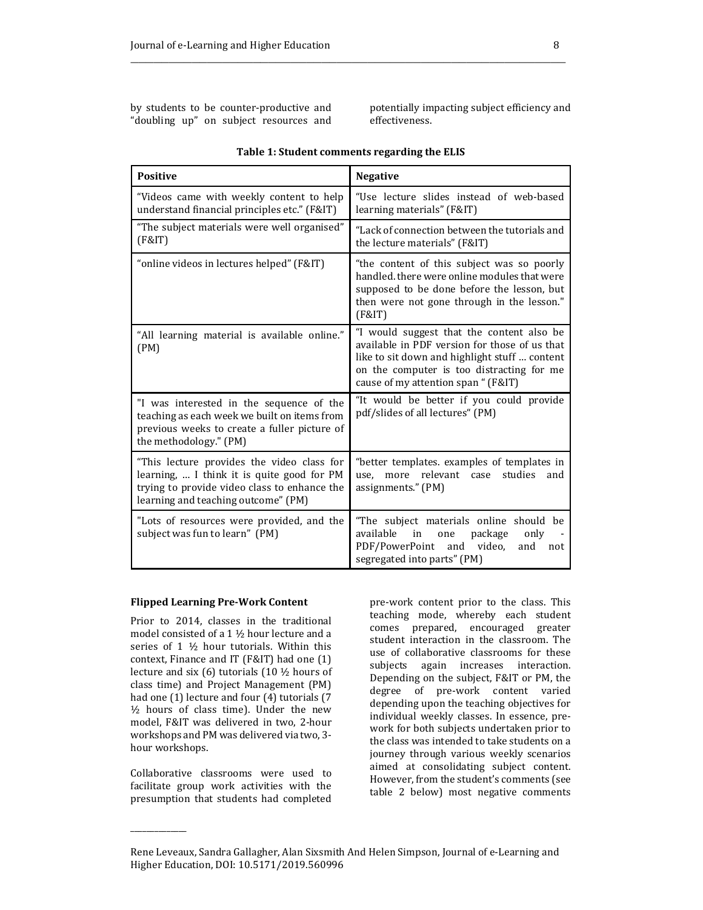by students to be counter-productive and "doubling up" on subject resources and potentially impacting subject efficiency and effectiveness.

**Table 1: Student comments regarding the ELIS**

| Positive | Negative |
|---|---|
| "Videos came with weekly content to help understand financial principles etc." (F&IT) | "Use lecture slides instead of web-based learning materials" (F&IT) |
| "The subject materials were well organised" (F&IT) | "Lack of connection between the tutorials and the lecture materials" (F&IT) |
| "online videos in lectures helped" (F&IT) | "the content of this subject was so poorly handled. there were online modules that were supposed to be done before the lesson, but then were not gone through in the lesson." (F&IT) |
| "All learning material is available online." (PM) | "I would suggest that the content also be available in PDF version for those of us that like to sit down and highlight stuff … content on the computer is too distracting for me cause of my attention span " (F&IT) |
| "I was interested in the sequence of the teaching as each week we built on items from previous weeks to create a fuller picture of the methodology." (PM) | "It would be better if you could provide pdf/slides of all lectures" (PM) |
| "This lecture provides the video class for learning, … I think it is quite good for PM trying to provide video class to enhance the learning and teaching outcome" (PM) | "better templates. examples of templates in use, more relevant case studies and assignments." (PM) |
| "Lots of resources were provided, and the subject was fun to learn" (PM) | "The subject materials online should be available in one package only - PDF/PowerPoint and video, and not segregated into parts" (PM) |

**Flipped Learning Pre-Work Content**

Prior to 2014, classes in the traditional model consisted of a 1 ½ hour lecture and a series of 1 ½ hour tutorials. Within this context, Finance and IT (F&IT) had one (1) lecture and six (6) tutorials (10 ½ hours of class time) and Project Management (PM) had one (1) lecture and four (4) tutorials (7 ½ hours of class time). Under the new model, F&IT was delivered in two, 2-hour workshops and PM was delivered via two, 3-hour workshops.

Collaborative classrooms were used to facilitate group work activities with the presumption that students had completed pre-work content prior to the class. This teaching mode, whereby each student comes prepared, encouraged greater student interaction in the classroom. The use of collaborative classrooms for these subjects again increases interaction. Depending on the subject, F&IT or PM, the degree of pre-work content varied depending upon the teaching objectives for individual weekly classes. In essence, pre-work for both subjects undertaken prior to the class was intended to take students on a journey through various weekly scenarios aimed at consolidating subject content. However, from the student's comments (see table 2 below) most negative comments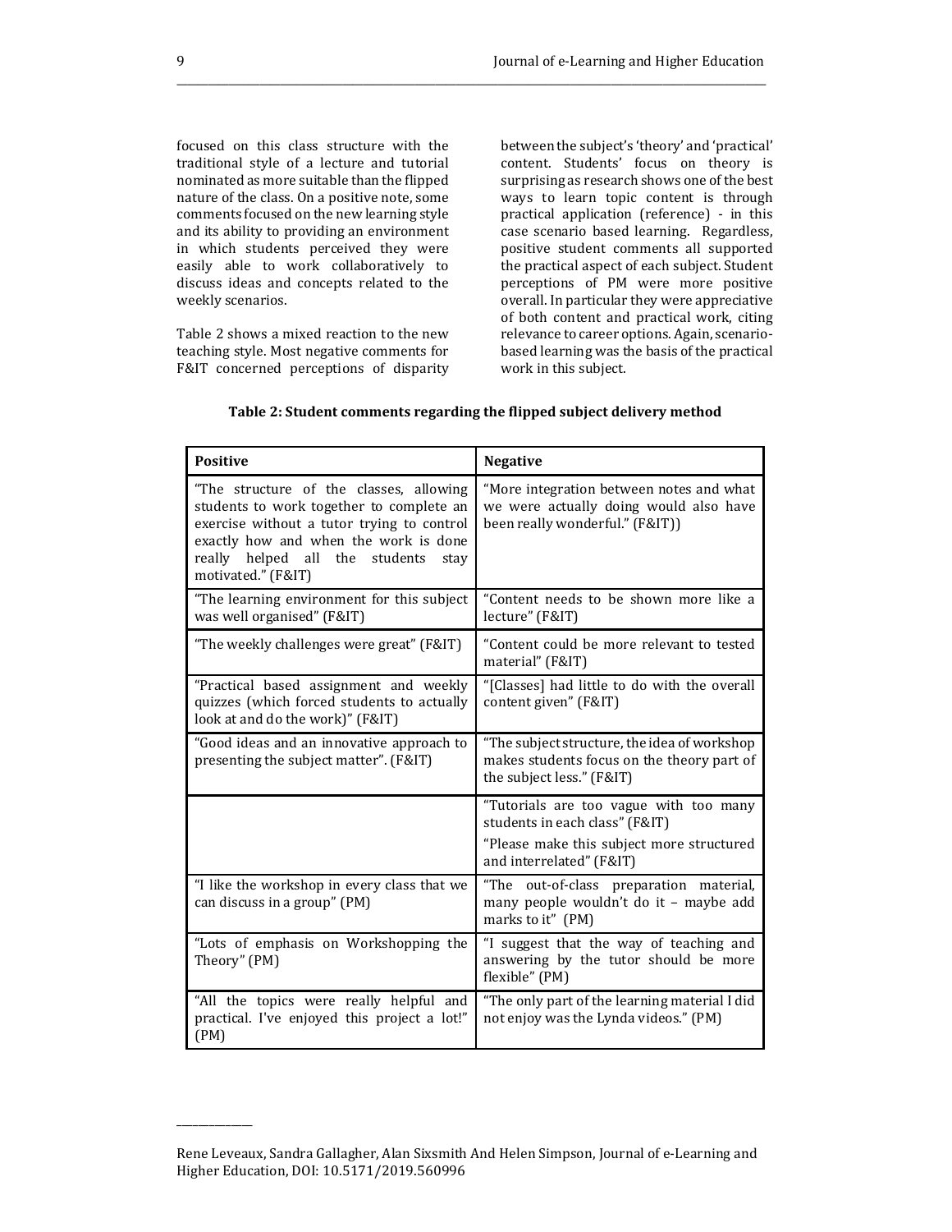focused on this class structure with the traditional style of a lecture and tutorial nominated as more suitable than the flipped nature of the class. On a positive note, some comments focused on the new learning style and its ability to providing an environment in which students perceived they were easily able to work collaboratively to discuss ideas and concepts related to the weekly scenarios.

Table 2 shows a mixed reaction to the new teaching style. Most negative comments for F&IT concerned perceptions of disparity between the subject's 'theory' and 'practical' content. Students' focus on theory is surprising as research shows one of the best ways to learn topic content is through practical application (reference) - in this case scenario based learning. Regardless, positive student comments all supported the practical aspect of each subject. Student perceptions of PM were more positive overall. In particular they were appreciative of both content and practical work, citing relevance to career options. Again, scenario-based learning was the basis of the practical work in this subject.

**Table 2: Student comments regarding the flipped subject delivery method**

| **Positive** | **Negative** |
|---|---|
| "The structure of the classes, allowing students to work together to complete an exercise without a tutor trying to control exactly how and when the work is done really helped all the students stay motivated." (F&IT) | "More integration between notes and what we were actually doing would also have been really wonderful." (F&IT)) |
| "The learning environment for this subject was well organised" (F&IT) | "Content needs to be shown more like a lecture" (F&IT) |
| "The weekly challenges were great" (F&IT) | "Content could be more relevant to tested material" (F&IT) |
| "Practical based assignment and weekly quizzes (which forced students to actually look at and do the work)" (F&IT) | "[Classes] had little to do with the overall content given" (F&IT) |
| "Good ideas and an innovative approach to presenting the subject matter". (F&IT) | "The subject structure, the idea of workshop makes students focus on the theory part of the subject less." (F&IT) |
| | "Tutorials are too vague with too many students in each class" (F&IT) "Please make this subject more structured and interrelated" (F&IT) |
| "I like the workshop in every class that we can discuss in a group" (PM) | "The out-of-class preparation material, many people wouldn't do it – maybe add marks to it" (PM) |
| "Lots of emphasis on Workshopping the Theory" (PM) | "I suggest that the way of teaching and answering by the tutor should be more flexible" (PM) |
| "All the topics were really helpful and practical. I've enjoyed this project a lot!" (PM) | "The only part of the learning material I did not enjoy was the Lynda videos." (PM) |

Rene Leveaux, Sandra Gallagher, Alan Sixsmith And Helen Simpson, Journal of e-Learning and Higher Education, DOI: 10.5171/2019.560996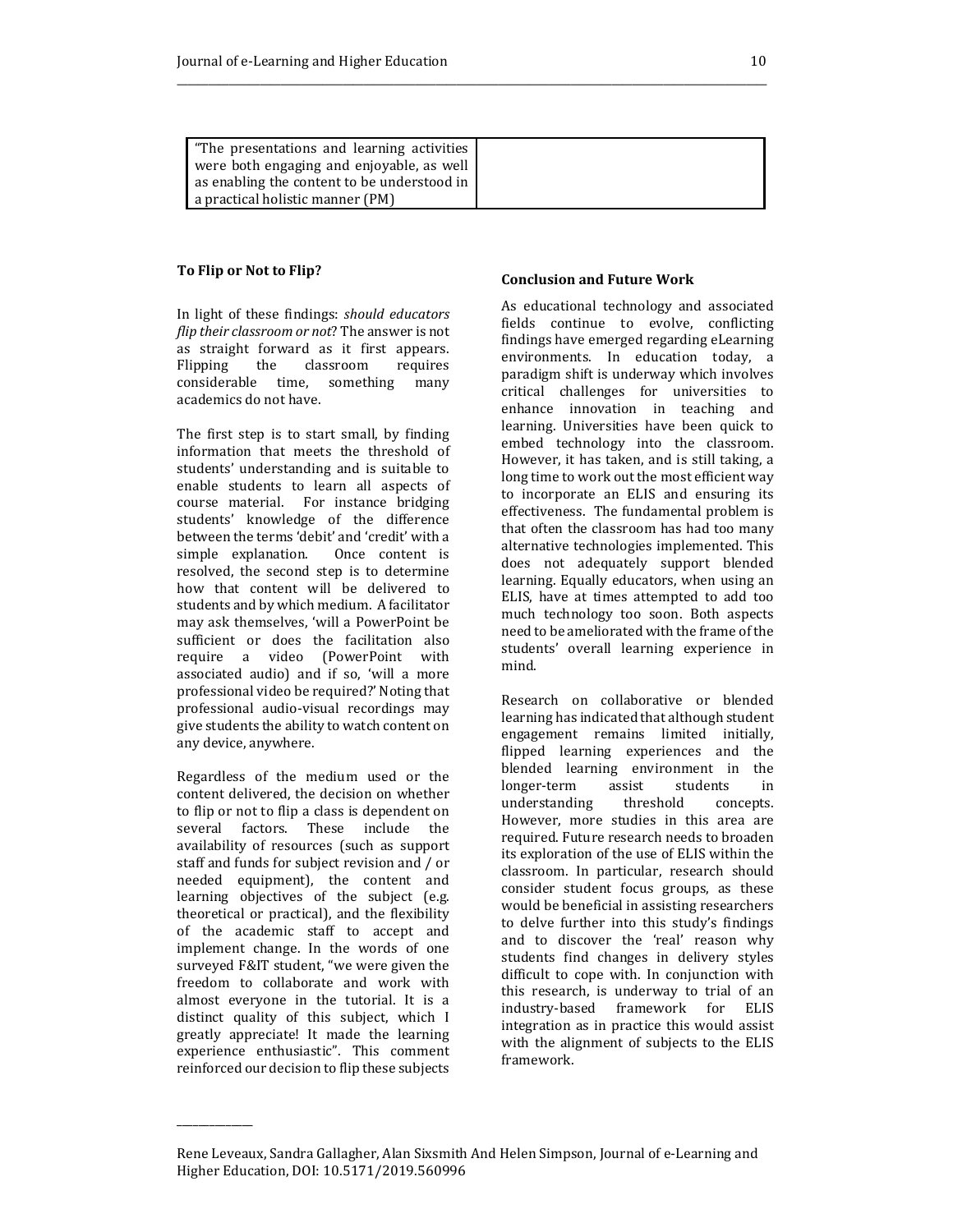| “The presentations and learning activities were both engaging and enjoyable, as well as enabling the content to be understood in a practical holistic manner (PM) | |
|---|---|

### To Flip or Not to Flip?

In light of these findings: *should educators flip their classroom or not*? The answer is not as straight forward as it first appears. Flipping the classroom requires considerable time, something many academics do not have.

The first step is to start small, by finding information that meets the threshold of students' understanding and is suitable to enable students to learn all aspects of course material. For instance bridging students' knowledge of the difference between the terms 'debit' and 'credit' with a simple explanation. Once content is resolved, the second step is to determine how that content will be delivered to students and by which medium. A facilitator may ask themselves, 'will a PowerPoint be sufficient or does the facilitation also require a video (PowerPoint with associated audio) and if so, 'will a more professional video be required?' Noting that professional audio-visual recordings may give students the ability to watch content on any device, anywhere.

Regardless of the medium used or the content delivered, the decision on whether to flip or not to flip a class is dependent on several factors. These include the availability of resources (such as support staff and funds for subject revision and / or needed equipment), the content and learning objectives of the subject (e.g. theoretical or practical), and the flexibility of the academic staff to accept and implement change. In the words of one surveyed F&IT student, "we were given the freedom to collaborate and work with almost everyone in the tutorial. It is a distinct quality of this subject, which I greatly appreciate! It made the learning experience enthusiastic". This comment reinforced our decision to flip these subjects

### Conclusion and Future Work

As educational technology and associated fields continue to evolve, conflicting findings have emerged regarding eLearning environments. In education today, a paradigm shift is underway which involves critical challenges for universities to enhance innovation in teaching and learning. Universities have been quick to embed technology into the classroom. However, it has taken, and is still taking, a long time to work out the most efficient way to incorporate an ELIS and ensuring its effectiveness. The fundamental problem is that often the classroom has had too many alternative technologies implemented. This does not adequately support blended learning. Equally educators, when using an ELIS, have at times attempted to add too much technology too soon. Both aspects need to be ameliorated with the frame of the students' overall learning experience in mind.

Research on collaborative or blended learning has indicated that although student engagement remains limited initially, flipped learning experiences and the blended learning environment in the longer-term assist students in understanding threshold concepts. However, more studies in this area are required. Future research needs to broaden its exploration of the use of ELIS within the classroom. In particular, research should consider student focus groups, as these would be beneficial in assisting researchers to delve further into this study's findings and to discover the 'real' reason why students find changes in delivery styles difficult to cope with. In conjunction with this research, is underway to trial of an industry-based framework for ELIS integration as in practice this would assist with the alignment of subjects to the ELIS framework.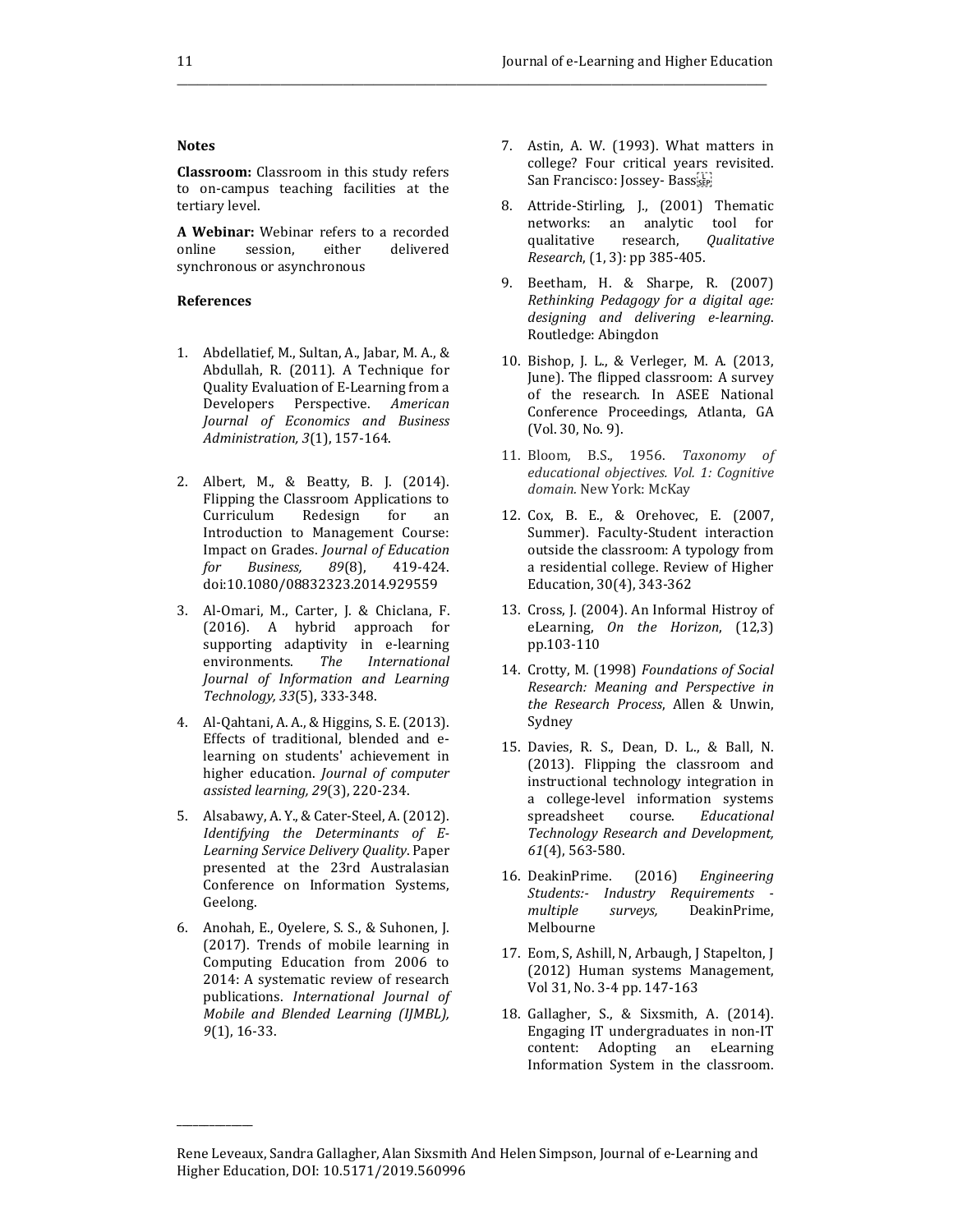**Notes**

**Classroom:** Classroom in this study refers to on-campus teaching facilities at the tertiary level.

**A Webinar:** Webinar refers to a recorded online session, either delivered synchronous or asynchronous

**References**

1. Abdellatief, M., Sultan, A., Jabar, M. A., & Abdullah, R. (2011). A Technique for Quality Evaluation of E-Learning from a Developers Perspective. *American Journal of Economics and Business Administration, 3*(1), 157-164.

2. Albert, M., & Beatty, B. J. (2014). Flipping the Classroom Applications to Curriculum Redesign for an Introduction to Management Course: Impact on Grades. *Journal of Education for Business, 89*(8), 419-424. doi:10.1080/08832323.2014.929559

3. Al-Omari, M., Carter, J. & Chiclana, F. (2016). A hybrid approach for supporting adaptivity in e-learning environments. *The International Journal of Information and Learning Technology, 33*(5), 333-348.

4. Al-Qahtani, A. A., & Higgins, S. E. (2013). Effects of traditional, blended and e-learning on students' achievement in higher education. *Journal of computer assisted learning, 29*(3), 220-234.

5. Alsabawy, A. Y., & Cater-Steel, A. (2012). *Identifying the Determinants of E-Learning Service Delivery Quality*. Paper presented at the 23rd Australasian Conference on Information Systems, Geelong.

6. Anohah, E., Oyelere, S. S., & Suhonen, J. (2017). Trends of mobile learning in Computing Education from 2006 to 2014: A systematic review of research publications. *International Journal of Mobile and Blended Learning (IJMBL), 9*(1), 16-33.

7. Astin, A. W. (1993). What matters in college? Four critical years revisited. San Francisco: Jossey- Bass

8. Attride-Stirling, J., (2001) Thematic networks: an analytic tool for qualitative research, *Qualitative Research*, (1, 3): pp 385-405.

9. Beetham, H. & Sharpe, R. (2007) *Rethinking Pedagogy for a digital age: designing and delivering e-learning*. Routledge: Abingdon

10. Bishop, J. L., & Verleger, M. A. (2013, June). The flipped classroom: A survey of the research. In ASEE National Conference Proceedings, Atlanta, GA (Vol. 30, No. 9).

11. Bloom, B.S., 1956. *Taxonomy of educational objectives. Vol. 1: Cognitive domain.* New York: McKay

12. Cox, B. E., & Orehovec, E. (2007, Summer). Faculty-Student interaction outside the classroom: A typology from a residential college. Review of Higher Education, 30(4), 343-362

13. Cross, J. (2004). An Informal Histroy of eLearning, *On the Horizon*, (12,3) pp.103-110

14. Crotty, M. (1998) *Foundations of Social Research: Meaning and Perspective in the Research Process*, Allen & Unwin, Sydney

15. Davies, R. S., Dean, D. L., & Ball, N. (2013). Flipping the classroom and instructional technology integration in a college-level information systems spreadsheet course. *Educational Technology Research and Development, 61*(4), 563-580.

16. DeakinPrime. (2016) *Engineering Students:- Industry Requirements - multiple surveys,* DeakinPrime, Melbourne

17. Eom, S, Ashill, N, Arbaugh, J Stapelton, J (2012) Human systems Management, Vol 31, No. 3-4 pp. 147-163

18. Gallagher, S., & Sixsmith, A. (2014). Engaging IT undergraduates in non-IT content: Adopting an eLearning Information System in the classroom.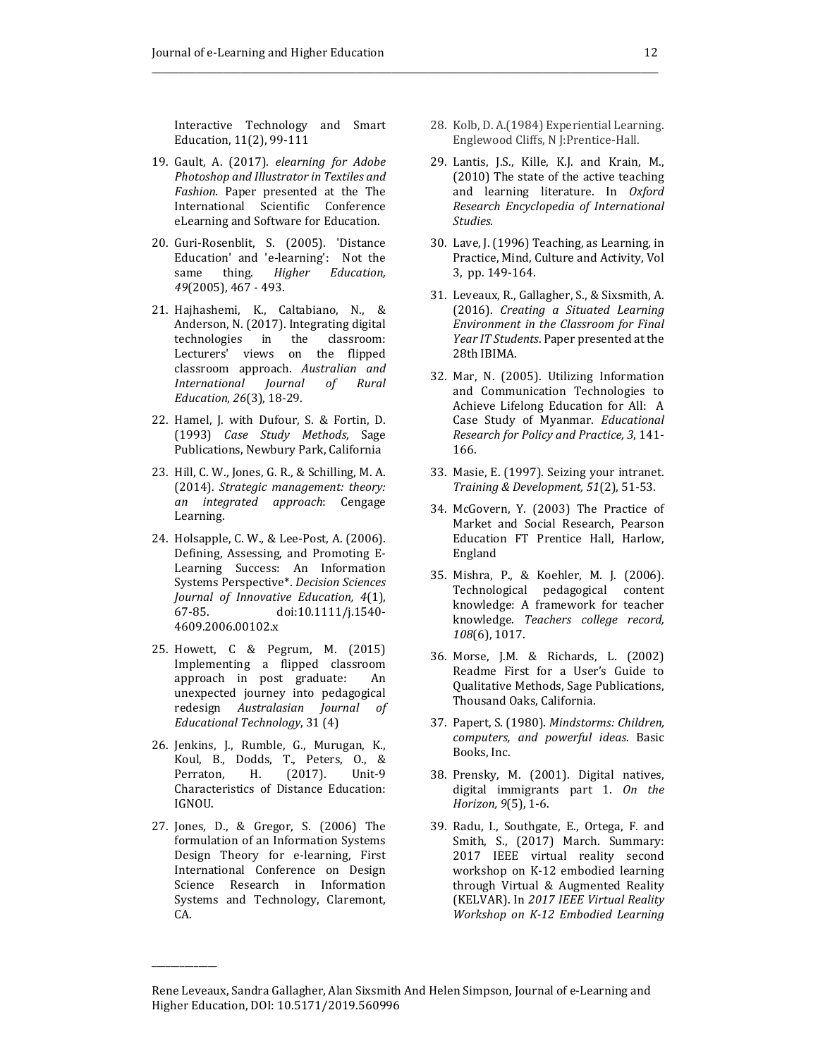Interactive Technology and Smart Education, 11(2), 99-111

19. Gault, A. (2017). *elearning for Adobe Photoshop and Illustrator in Textiles and Fashion*. Paper presented at the The International Scientific Conference eLearning and Software for Education.

20. Guri-Rosenblit, S. (2005). 'Distance Education' and 'e-learning': Not the same thing. *Higher Education, 49*(2005), 467 - 493.

21. Hajhashemi, K., Caltabiano, N., & Anderson, N. (2017). Integrating digital technologies in the classroom: Lecturers' views on the flipped classroom approach. *Australian and International Journal of Rural Education, 26*(3), 18-29.

22. Hamel, J. with Dufour, S. & Fortin, D. (1993) *Case Study Methods*, Sage Publications, Newbury Park, California

23. Hill, C. W., Jones, G. R., & Schilling, M. A. (2014). *Strategic management: theory: an integrated approach*: Cengage Learning.

24. Holsapple, C. W., & Lee-Post, A. (2006). Defining, Assessing, and Promoting E-Learning Success: An Information Systems Perspective*. *Decision Sciences Journal of Innovative Education, 4*(1), 67-85. doi:10.1111/j.1540-4609.2006.00102.x

25. Howett, C & Pegrum, M. (2015) Implementing a flipped classroom approach in post graduate: An unexpected journey into pedagogical redesign *Australasian Journal of Educational Technology*, 31 (4)

26. Jenkins, J., Rumble, G., Murugan, K., Koul, B., Dodds, T., Peters, O., & Perraton, H. (2017). Unit-9 Characteristics of Distance Education: IGNOU.

27. Jones, D., & Gregor, S. (2006) The formulation of an Information Systems Design Theory for e-learning, First International Conference on Design Science Research in Information Systems and Technology, Claremont, CA.

28. Kolb, D. A.(1984) Experiential Learning. Englewood Cliffs, N J:Prentice-Hall.

29. Lantis, J.S., Kille, K.J. and Krain, M., (2010) The state of the active teaching and learning literature. In *Oxford Research Encyclopedia of International Studies*.

30. Lave, J. (1996) Teaching, as Learning, in Practice, Mind, Culture and Activity, Vol 3, pp. 149-164.

31. Leveaux, R., Gallagher, S., & Sixsmith, A. (2016). *Creating a Situated Learning Environment in the Classroom for Final Year IT Students*. Paper presented at the 28th IBIMA.

32. Mar, N. (2005). Utilizing Information and Communication Technologies to Achieve Lifelong Education for All: A Case Study of Myanmar. *Educational Research for Policy and Practice, 3*, 141-166.

33. Masie, E. (1997). Seizing your intranet. *Training & Development, 51*(2), 51-53.

34. McGovern, Y. (2003) The Practice of Market and Social Research, Pearson Education FT Prentice Hall, Harlow, England

35. Mishra, P., & Koehler, M. J. (2006). Technological pedagogical content knowledge: A framework for teacher knowledge. *Teachers college record, 108*(6), 1017.

36. Morse, J.M. & Richards, L. (2002) Readme First for a User's Guide to Qualitative Methods, Sage Publications, Thousand Oaks, California.

37. Papert, S. (1980). *Mindstorms: Children, computers, and powerful ideas*. Basic Books, Inc.

38. Prensky, M. (2001). Digital natives, digital immigrants part 1. *On the Horizon, 9*(5), 1-6.

39. Radu, I., Southgate, E., Ortega, F. and Smith, S., (2017) March. Summary: 2017 IEEE virtual reality second workshop on K-12 embodied learning through Virtual & Augmented Reality (KELVAR). In *2017 IEEE Virtual Reality Workshop on K-12 Embodied Learning*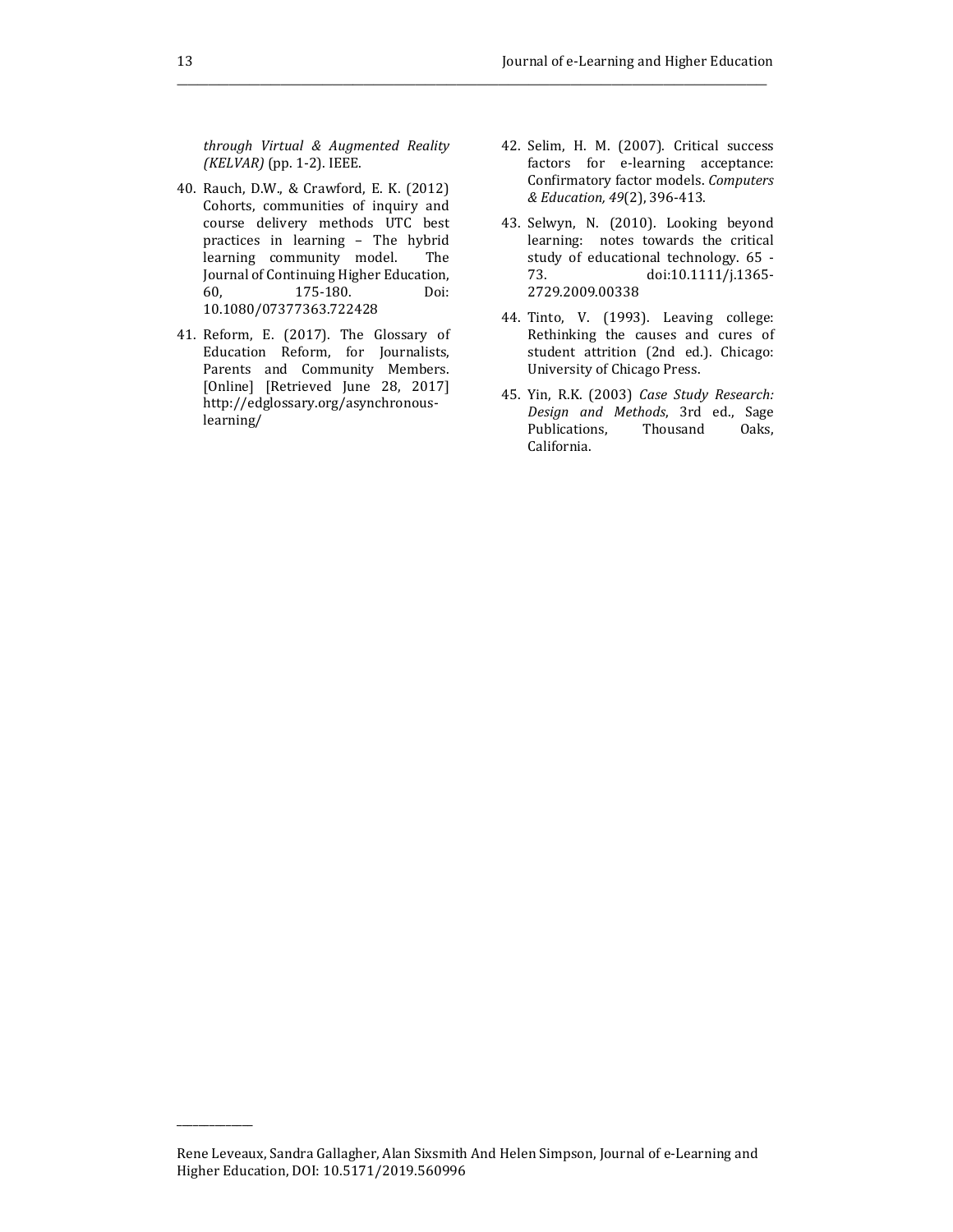*through Virtual & Augmented Reality (KELVAR)* (pp. 1-2). IEEE.

40. Rauch, D.W., & Crawford, E. K. (2012) Cohorts, communities of inquiry and course delivery methods UTC best practices in learning – The hybrid learning community model. The Journal of Continuing Higher Education, 60, 175-180. Doi: 10.1080/07377363.722428

41. Reform, E. (2017). The Glossary of Education Reform, for Journalists, Parents and Community Members. [Online] [Retrieved June 28, 2017] http://edglossary.org/asynchronous-learning/

42. Selim, H. M. (2007). Critical success factors for e-learning acceptance: Confirmatory factor models. *Computers & Education, 49*(2), 396-413.

43. Selwyn, N. (2010). Looking beyond learning: notes towards the critical study of educational technology. 65 - 73. doi:10.1111/j.1365-2729.2009.00338

44. Tinto, V. (1993). Leaving college: Rethinking the causes and cures of student attrition (2nd ed.). Chicago: University of Chicago Press.

45. Yin, R.K. (2003) *Case Study Research: Design and Methods*, 3rd ed., Sage Publications, Thousand Oaks, California.

---

Rene Leveaux, Sandra Gallagher, Alan Sixsmith And Helen Simpson, Journal of e-Learning and Higher Education, DOI: 10.5171/2019.560996